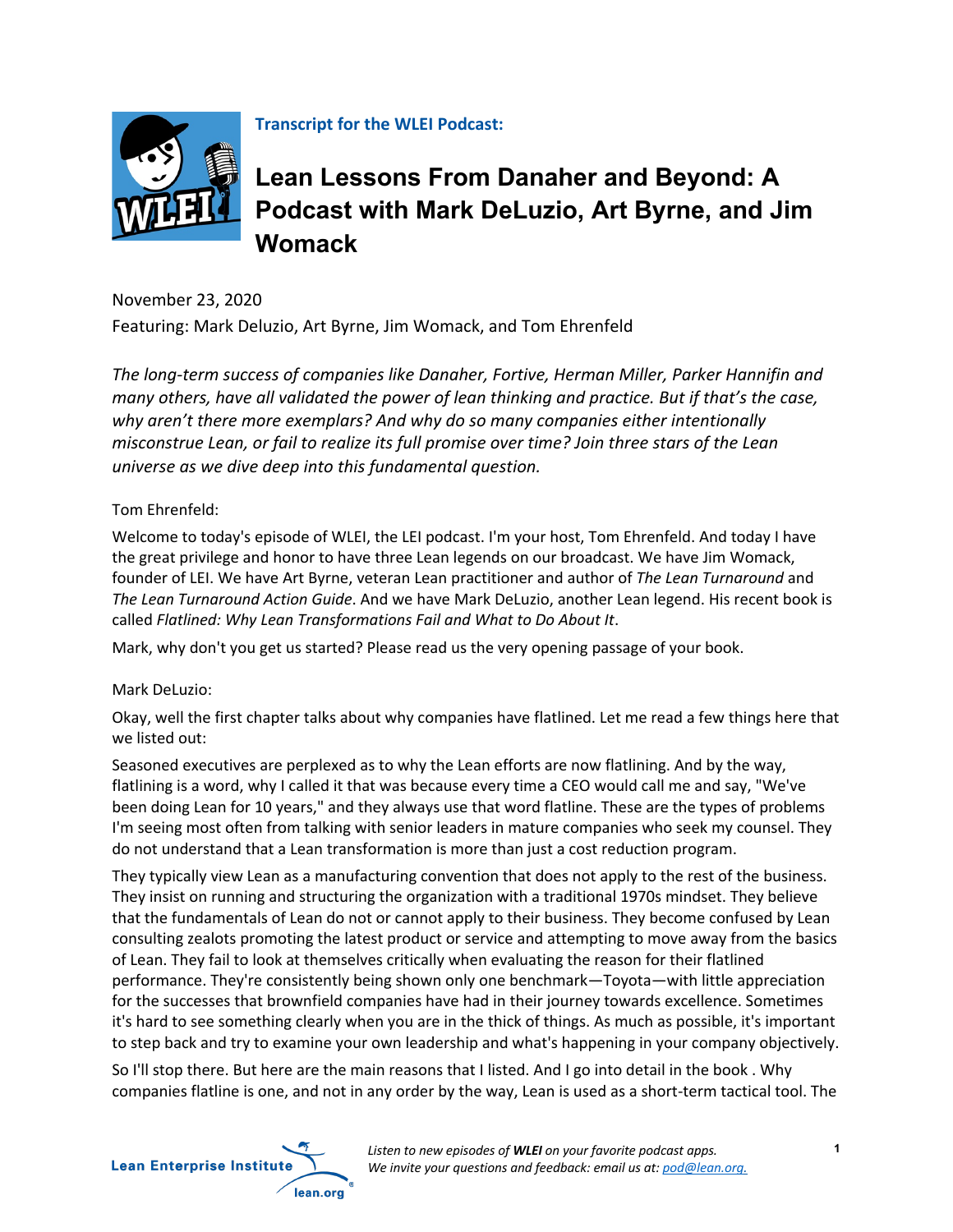**Transcript for the WLEI Podcast:**

# Lean Lessons From Danaher and Beyond: A Podcast with Mark DeLuzio, Art Byrne, and Jim Womack

November 23, 2020

Featuring: Mark Deluzio, Art Byrne, Jim Womack, and Tom Ehrenfeld

*The long-term success of companies like Danaher, Fortive, Herman Miller, Parker Hannifin and many others, have all validated the power of lean thinking and practice. But if that's the case, why aren't there more exemplars? And why do so many companies either intentionally misconstrue Lean, or fail to realize its full promise over time? Join three stars of the Lean universe as we dive deep into this fundamental question.*

Tom Ehrenfeld:

Welcome to today's episode of WLEI, the LEI podcast. I'm your host, Tom Ehrenfeld. And today I have the great privilege and honor to have three Lean legends on our broadcast. We have Jim Womack, founder of LEI. We have Art Byrne, veteran Lean practitioner and author of *The Lean Turnaround* and *The Lean Turnaround Action Guide*. And we have Mark DeLuzio, another Lean legend. His recent book is called *Flatlined: Why Lean Transformations Fail and What to Do About It*.

Mark, why don't you get us started? Please read us the very opening passage of your book.

Mark DeLuzio:

Okay, well the first chapter talks about why companies have flatlined. Let me read a few things here that we listed out:

Seasoned executives are perplexed as to why the Lean efforts are now flatlining. And by the way, flatlining is a word, why I called it that was because every time a CEO would call me and say, "We've been doing Lean for 10 years," and they always use that word flatline. These are the types of problems I'm seeing most often from talking with senior leaders in mature companies who seek my counsel. They do not understand that a Lean transformation is more than just a cost reduction program.

They typically view Lean as a manufacturing convention that does not apply to the rest of the business. They insist on running and structuring the organization with a traditional 1970s mindset. They believe that the fundamentals of Lean do not or cannot apply to their business. They become confused by Lean consulting zealots promoting the latest product or service and attempting to move away from the basics of Lean. They fail to look at themselves critically when evaluating the reason for their flatlined performance. They're consistently being shown only one benchmark—Toyota—with little appreciation for the successes that brownfield companies have had in their journey towards excellence. Sometimes it's hard to see something clearly when you are in the thick of things. As much as possible, it's important to step back and try to examine your own leadership and what's happening in your company objectively.

So I'll stop there. But here are the main reasons that I listed. And I go into detail in the book . Why companies flatline is one, and not in any order by the way, Lean is used as a short-term tactical tool. The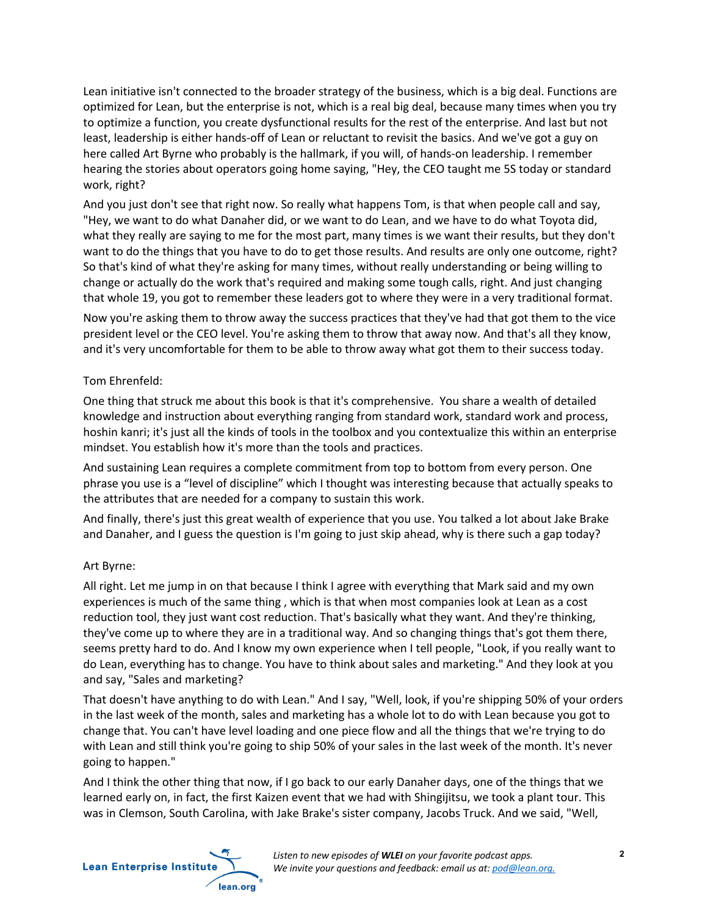Lean initiative isn't connected to the broader strategy of the business, which is a big deal. Functions are optimized for Lean, but the enterprise is not, which is a real big deal, because many times when you try to optimize a function, you create dysfunctional results for the rest of the enterprise. And last but not least, leadership is either hands-off of Lean or reluctant to revisit the basics. And we've got a guy on here called Art Byrne who probably is the hallmark, if you will, of hands-on leadership. I remember hearing the stories about operators going home saying, "Hey, the CEO taught me 5S today or standard work, right?

And you just don't see that right now. So really what happens Tom, is that when people call and say, "Hey, we want to do what Danaher did, or we want to do Lean, and we have to do what Toyota did, what they really are saying to me for the most part, many times is we want their results, but they don't want to do the things that you have to do to get those results. And results are only one outcome, right? So that's kind of what they're asking for many times, without really understanding or being willing to change or actually do the work that's required and making some tough calls, right. And just changing that whole 19, you got to remember these leaders got to where they were in a very traditional format.

Now you're asking them to throw away the success practices that they've had that got them to the vice president level or the CEO level. You're asking them to throw that away now. And that's all they know, and it's very uncomfortable for them to be able to throw away what got them to their success today.

Tom Ehrenfeld:

One thing that struck me about this book is that it's comprehensive. You share a wealth of detailed knowledge and instruction about everything ranging from standard work, standard work and process, hoshin kanri; it's just all the kinds of tools in the toolbox and you contextualize this within an enterprise mindset. You establish how it's more than the tools and practices.

And sustaining Lean requires a complete commitment from top to bottom from every person. One phrase you use is a "level of discipline" which I thought was interesting because that actually speaks to the attributes that are needed for a company to sustain this work.

And finally, there's just this great wealth of experience that you use. You talked a lot about Jake Brake and Danaher, and I guess the question is I'm going to just skip ahead, why is there such a gap today?

Art Byrne:

All right. Let me jump in on that because I think I agree with everything that Mark said and my own experiences is much of the same thing , which is that when most companies look at Lean as a cost reduction tool, they just want cost reduction. That's basically what they want. And they're thinking, they've come up to where they are in a traditional way. And so changing things that's got them there, seems pretty hard to do. And I know my own experience when I tell people, "Look, if you really want to do Lean, everything has to change. You have to think about sales and marketing." And they look at you and say, "Sales and marketing?

That doesn't have anything to do with Lean." And I say, "Well, look, if you're shipping 50% of your orders in the last week of the month, sales and marketing has a whole lot to do with Lean because you got to change that. You can't have level loading and one piece flow and all the things that we're trying to do with Lean and still think you're going to ship 50% of your sales in the last week of the month. It's never going to happen."

And I think the other thing that now, if I go back to our early Danaher days, one of the things that we learned early on, in fact, the first Kaizen event that we had with Shingijitsu, we took a plant tour. This was in Clemson, South Carolina, with Jake Brake's sister company, Jacobs Truck. And we said, "Well,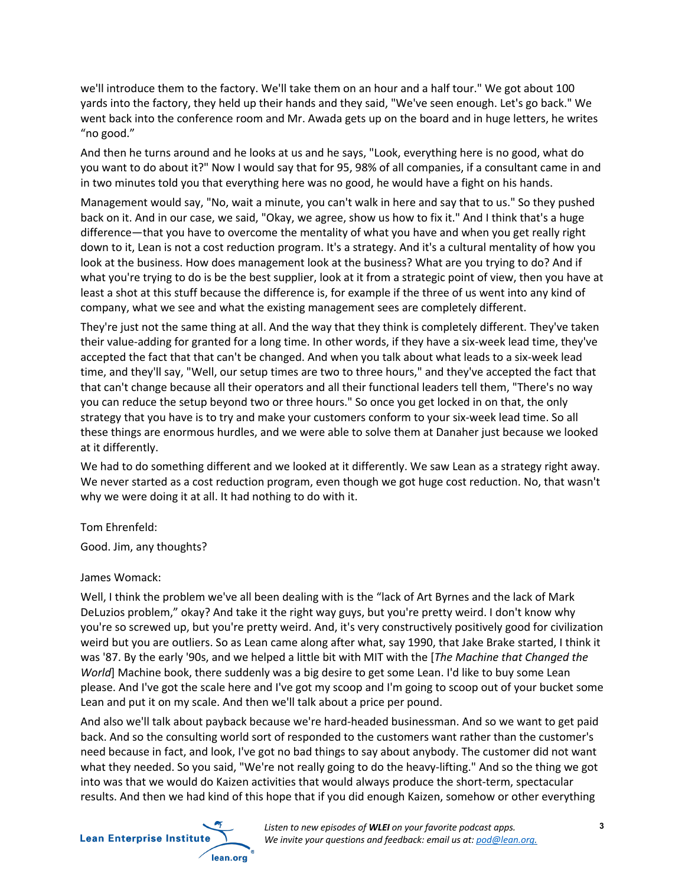we'll introduce them to the factory. We'll take them on an hour and a half tour." We got about 100 yards into the factory, they held up their hands and they said, "We've seen enough. Let's go back." We went back into the conference room and Mr. Awada gets up on the board and in huge letters, he writes "no good."

And then he turns around and he looks at us and he says, "Look, everything here is no good, what do you want to do about it?" Now I would say that for 95, 98% of all companies, if a consultant came in and in two minutes told you that everything here was no good, he would have a fight on his hands.

Management would say, "No, wait a minute, you can't walk in here and say that to us." So they pushed back on it. And in our case, we said, "Okay, we agree, show us how to fix it." And I think that's a huge difference—that you have to overcome the mentality of what you have and when you get really right down to it, Lean is not a cost reduction program. It's a strategy. And it's a cultural mentality of how you look at the business. How does management look at the business? What are you trying to do? And if what you're trying to do is be the best supplier, look at it from a strategic point of view, then you have at least a shot at this stuff because the difference is, for example if the three of us went into any kind of company, what we see and what the existing management sees are completely different.

They're just not the same thing at all. And the way that they think is completely different. They've taken their value-adding for granted for a long time. In other words, if they have a six-week lead time, they've accepted the fact that that can't be changed. And when you talk about what leads to a six-week lead time, and they'll say, "Well, our setup times are two to three hours," and they've accepted the fact that that can't change because all their operators and all their functional leaders tell them, "There's no way you can reduce the setup beyond two or three hours." So once you get locked in on that, the only strategy that you have is to try and make your customers conform to your six-week lead time. So all these things are enormous hurdles, and we were able to solve them at Danaher just because we looked at it differently.

We had to do something different and we looked at it differently. We saw Lean as a strategy right away. We never started as a cost reduction program, even though we got huge cost reduction. No, that wasn't why we were doing it at all. It had nothing to do with it.

Tom Ehrenfeld:

Good. Jim, any thoughts?

James Womack:

Well, I think the problem we've all been dealing with is the "lack of Art Byrnes and the lack of Mark DeLuzios problem," okay? And take it the right way guys, but you're pretty weird. I don't know why you're so screwed up, but you're pretty weird. And, it's very constructively positively good for civilization weird but you are outliers. So as Lean came along after what, say 1990, that Jake Brake started, I think it was '87. By the early '90s, and we helped a little bit with MIT with the [*The Machine that Changed the World*] Machine book, there suddenly was a big desire to get some Lean. I'd like to buy some Lean please. And I've got the scale here and I've got my scoop and I'm going to scoop out of your bucket some Lean and put it on my scale. And then we'll talk about a price per pound.

And also we'll talk about payback because we're hard-headed businessman. And so we want to get paid back. And so the consulting world sort of responded to the customers want rather than the customer's need because in fact, and look, I've got no bad things to say about anybody. The customer did not want what they needed. So you said, "We're not really going to do the heavy-lifting." And so the thing we got into was that we would do Kaizen activities that would always produce the short-term, spectacular results. And then we had kind of this hope that if you did enough Kaizen, somehow or other everything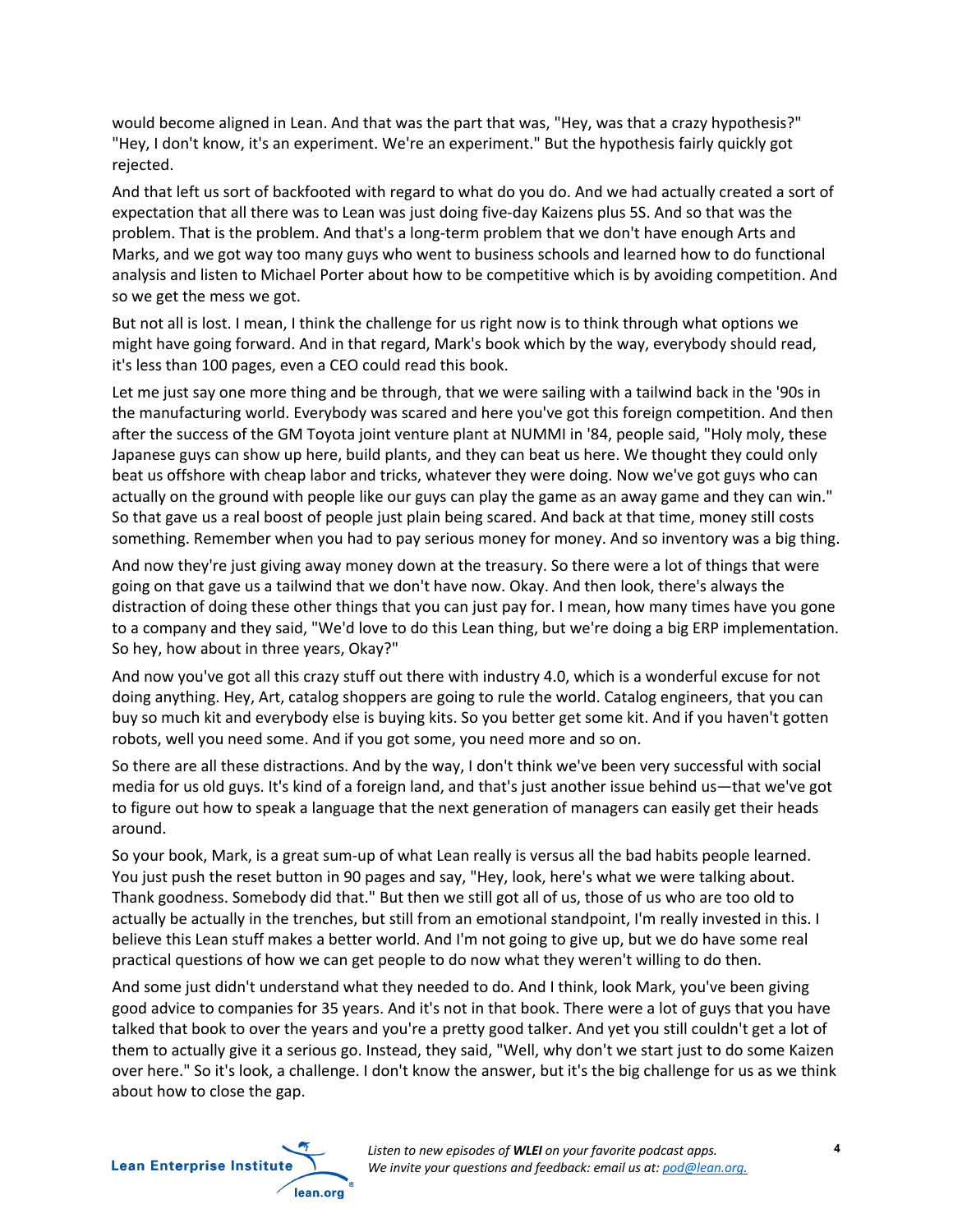would become aligned in Lean. And that was the part that was, "Hey, was that a crazy hypothesis?" "Hey, I don't know, it's an experiment. We're an experiment." But the hypothesis fairly quickly got rejected.

And that left us sort of backfooted with regard to what do you do. And we had actually created a sort of expectation that all there was to Lean was just doing five-day Kaizens plus 5S. And so that was the problem. That is the problem. And that's a long-term problem that we don't have enough Arts and Marks, and we got way too many guys who went to business schools and learned how to do functional analysis and listen to Michael Porter about how to be competitive which is by avoiding competition. And so we get the mess we got.

But not all is lost. I mean, I think the challenge for us right now is to think through what options we might have going forward. And in that regard, Mark's book which by the way, everybody should read, it's less than 100 pages, even a CEO could read this book.

Let me just say one more thing and be through, that we were sailing with a tailwind back in the '90s in the manufacturing world. Everybody was scared and here you've got this foreign competition. And then after the success of the GM Toyota joint venture plant at NUMMI in '84, people said, "Holy moly, these Japanese guys can show up here, build plants, and they can beat us here. We thought they could only beat us offshore with cheap labor and tricks, whatever they were doing. Now we've got guys who can actually on the ground with people like our guys can play the game as an away game and they can win." So that gave us a real boost of people just plain being scared. And back at that time, money still costs something. Remember when you had to pay serious money for money. And so inventory was a big thing.

And now they're just giving away money down at the treasury. So there were a lot of things that were going on that gave us a tailwind that we don't have now. Okay. And then look, there's always the distraction of doing these other things that you can just pay for. I mean, how many times have you gone to a company and they said, "We'd love to do this Lean thing, but we're doing a big ERP implementation. So hey, how about in three years, Okay?"

And now you've got all this crazy stuff out there with industry 4.0, which is a wonderful excuse for not doing anything. Hey, Art, catalog shoppers are going to rule the world. Catalog engineers, that you can buy so much kit and everybody else is buying kits. So you better get some kit. And if you haven't gotten robots, well you need some. And if you got some, you need more and so on.

So there are all these distractions. And by the way, I don't think we've been very successful with social media for us old guys. It's kind of a foreign land, and that's just another issue behind us—that we've got to figure out how to speak a language that the next generation of managers can easily get their heads around.

So your book, Mark, is a great sum-up of what Lean really is versus all the bad habits people learned. You just push the reset button in 90 pages and say, "Hey, look, here's what we were talking about. Thank goodness. Somebody did that." But then we still got all of us, those of us who are too old to actually be actually in the trenches, but still from an emotional standpoint, I'm really invested in this. I believe this Lean stuff makes a better world. And I'm not going to give up, but we do have some real practical questions of how we can get people to do now what they weren't willing to do then.

And some just didn't understand what they needed to do. And I think, look Mark, you've been giving good advice to companies for 35 years. And it's not in that book. There were a lot of guys that you have talked that book to over the years and you're a pretty good talker. And yet you still couldn't get a lot of them to actually give it a serious go. Instead, they said, "Well, why don't we start just to do some Kaizen over here." So it's look, a challenge. I don't know the answer, but it's the big challenge for us as we think about how to close the gap.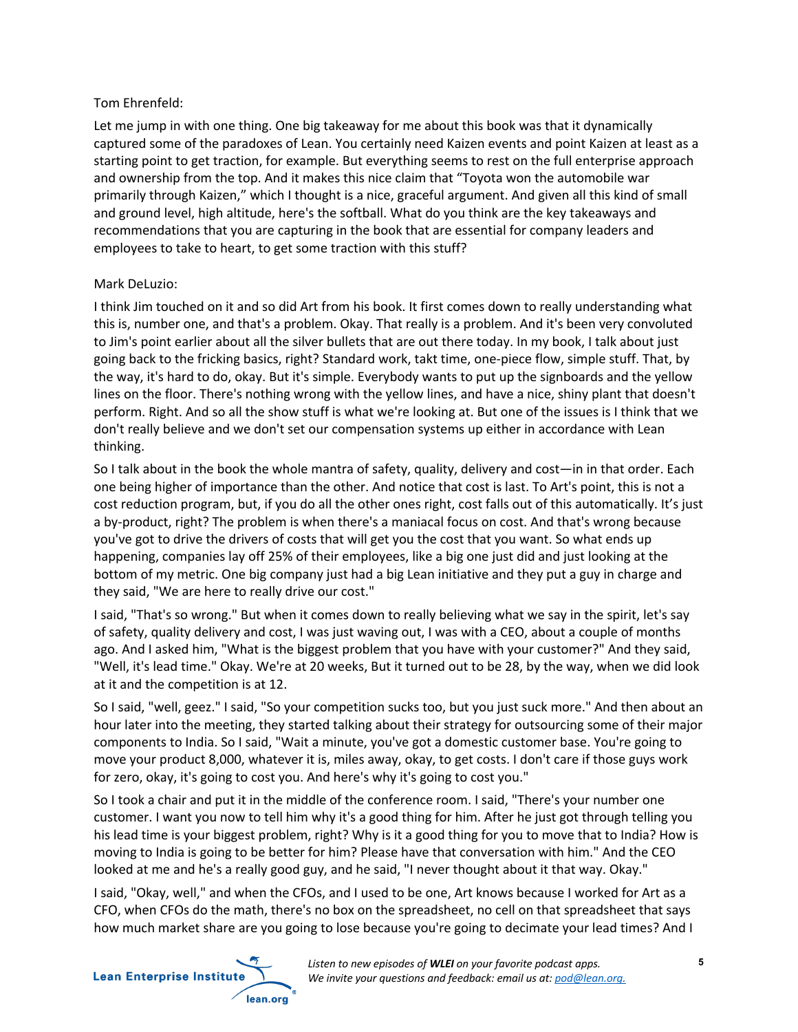Tom Ehrenfeld:

Let me jump in with one thing. One big takeaway for me about this book was that it dynamically captured some of the paradoxes of Lean. You certainly need Kaizen events and point Kaizen at least as a starting point to get traction, for example. But everything seems to rest on the full enterprise approach and ownership from the top. And it makes this nice claim that "Toyota won the automobile war primarily through Kaizen," which I thought is a nice, graceful argument. And given all this kind of small and ground level, high altitude, here's the softball. What do you think are the key takeaways and recommendations that you are capturing in the book that are essential for company leaders and employees to take to heart, to get some traction with this stuff?

Mark DeLuzio:

I think Jim touched on it and so did Art from his book. It first comes down to really understanding what this is, number one, and that's a problem. Okay. That really is a problem. And it's been very convoluted to Jim's point earlier about all the silver bullets that are out there today. In my book, I talk about just going back to the fricking basics, right? Standard work, takt time, one-piece flow, simple stuff. That, by the way, it's hard to do, okay. But it's simple. Everybody wants to put up the signboards and the yellow lines on the floor. There's nothing wrong with the yellow lines, and have a nice, shiny plant that doesn't perform. Right. And so all the show stuff is what we're looking at. But one of the issues is I think that we don't really believe and we don't set our compensation systems up either in accordance with Lean thinking.

So I talk about in the book the whole mantra of safety, quality, delivery and cost—in in that order. Each one being higher of importance than the other. And notice that cost is last. To Art's point, this is not a cost reduction program, but, if you do all the other ones right, cost falls out of this automatically. It's just a by-product, right? The problem is when there's a maniacal focus on cost. And that's wrong because you've got to drive the drivers of costs that will get you the cost that you want. So what ends up happening, companies lay off 25% of their employees, like a big one just did and just looking at the bottom of my metric. One big company just had a big Lean initiative and they put a guy in charge and they said, "We are here to really drive our cost."

I said, "That's so wrong." But when it comes down to really believing what we say in the spirit, let's say of safety, quality delivery and cost, I was just waving out, I was with a CEO, about a couple of months ago. And I asked him, "What is the biggest problem that you have with your customer?" And they said, "Well, it's lead time." Okay. We're at 20 weeks, But it turned out to be 28, by the way, when we did look at it and the competition is at 12.

So I said, "well, geez." I said, "So your competition sucks too, but you just suck more." And then about an hour later into the meeting, they started talking about their strategy for outsourcing some of their major components to India. So I said, "Wait a minute, you've got a domestic customer base. You're going to move your product 8,000, whatever it is, miles away, okay, to get costs. I don't care if those guys work for zero, okay, it's going to cost you. And here's why it's going to cost you."

So I took a chair and put it in the middle of the conference room. I said, "There's your number one customer. I want you now to tell him why it's a good thing for him. After he just got through telling you his lead time is your biggest problem, right? Why is it a good thing for you to move that to India? How is moving to India is going to be better for him? Please have that conversation with him." And the CEO looked at me and he's a really good guy, and he said, "I never thought about it that way. Okay."

I said, "Okay, well," and when the CFOs, and I used to be one, Art knows because I worked for Art as a CFO, when CFOs do the math, there's no box on the spreadsheet, no cell on that spreadsheet that says how much market share are you going to lose because you're going to decimate your lead times? And I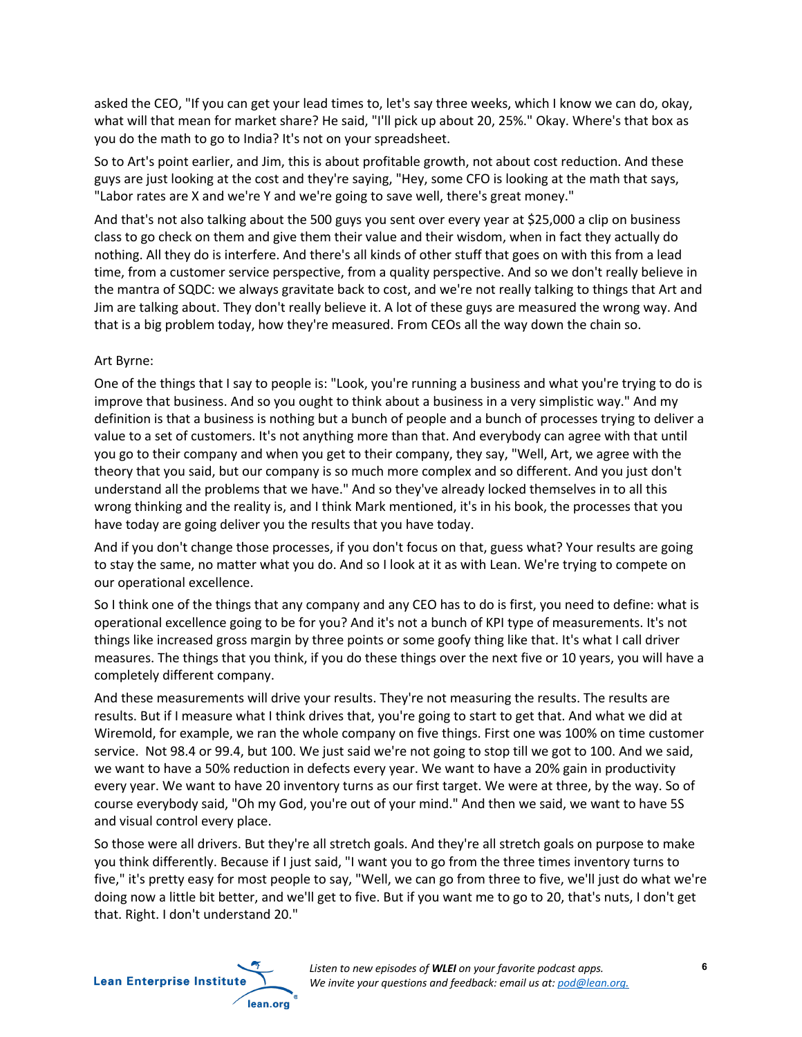asked the CEO, "If you can get your lead times to, let's say three weeks, which I know we can do, okay, what will that mean for market share? He said, "I'll pick up about 20, 25%." Okay. Where's that box as you do the math to go to India? It's not on your spreadsheet.

So to Art's point earlier, and Jim, this is about profitable growth, not about cost reduction. And these guys are just looking at the cost and they're saying, "Hey, some CFO is looking at the math that says, "Labor rates are X and we're Y and we're going to save well, there's great money."

And that's not also talking about the 500 guys you sent over every year at $25,000 a clip on business class to go check on them and give them their value and their wisdom, when in fact they actually do nothing. All they do is interfere. And there's all kinds of other stuff that goes on with this from a lead time, from a customer service perspective, from a quality perspective. And so we don't really believe in the mantra of SQDC: we always gravitate back to cost, and we're not really talking to things that Art and Jim are talking about. They don't really believe it. A lot of these guys are measured the wrong way. And that is a big problem today, how they're measured. From CEOs all the way down the chain so.

Art Byrne:

One of the things that I say to people is: "Look, you're running a business and what you're trying to do is improve that business. And so you ought to think about a business in a very simplistic way." And my definition is that a business is nothing but a bunch of people and a bunch of processes trying to deliver a value to a set of customers. It's not anything more than that. And everybody can agree with that until you go to their company and when you get to their company, they say, "Well, Art, we agree with the theory that you said, but our company is so much more complex and so different. And you just don't understand all the problems that we have." And so they've already locked themselves in to all this wrong thinking and the reality is, and I think Mark mentioned, it's in his book, the processes that you have today are going deliver you the results that you have today.

And if you don't change those processes, if you don't focus on that, guess what? Your results are going to stay the same, no matter what you do. And so I look at it as with Lean. We're trying to compete on our operational excellence.

So I think one of the things that any company and any CEO has to do is first, you need to define: what is operational excellence going to be for you? And it's not a bunch of KPI type of measurements. It's not things like increased gross margin by three points or some goofy thing like that. It's what I call driver measures. The things that you think, if you do these things over the next five or 10 years, you will have a completely different company.

And these measurements will drive your results. They're not measuring the results. The results are results. But if I measure what I think drives that, you're going to start to get that. And what we did at Wiremold, for example, we ran the whole company on five things. First one was 100% on time customer service. Not 98.4 or 99.4, but 100. We just said we're not going to stop till we got to 100. And we said, we want to have a 50% reduction in defects every year. We want to have a 20% gain in productivity every year. We want to have 20 inventory turns as our first target. We were at three, by the way. So of course everybody said, "Oh my God, you're out of your mind." And then we said, we want to have 5S and visual control every place.

So those were all drivers. But they're all stretch goals. And they're all stretch goals on purpose to make you think differently. Because if I just said, "I want you to go from the three times inventory turns to five," it's pretty easy for most people to say, "Well, we can go from three to five, we'll just do what we're doing now a little bit better, and we'll get to five. But if you want me to go to 20, that's nuts, I don't get that. Right. I don't understand 20."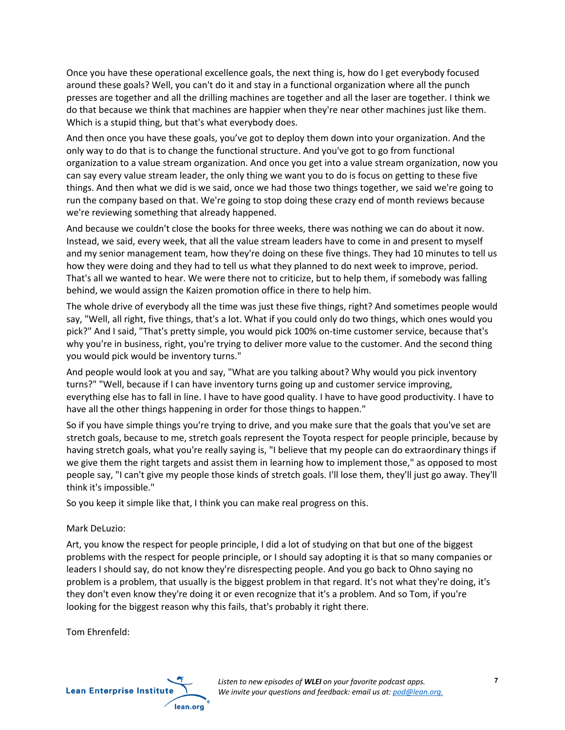Once you have these operational excellence goals, the next thing is, how do I get everybody focused around these goals? Well, you can't do it and stay in a functional organization where all the punch presses are together and all the drilling machines are together and all the laser are together. I think we do that because we think that machines are happier when they're near other machines just like them. Which is a stupid thing, but that's what everybody does.

And then once you have these goals, you've got to deploy them down into your organization. And the only way to do that is to change the functional structure. And you've got to go from functional organization to a value stream organization. And once you get into a value stream organization, now you can say every value stream leader, the only thing we want you to do is focus on getting to these five things. And then what we did is we said, once we had those two things together, we said we're going to run the company based on that. We're going to stop doing these crazy end of month reviews because we're reviewing something that already happened.

And because we couldn't close the books for three weeks, there was nothing we can do about it now. Instead, we said, every week, that all the value stream leaders have to come in and present to myself and my senior management team, how they're doing on these five things. They had 10 minutes to tell us how they were doing and they had to tell us what they planned to do next week to improve, period. That's all we wanted to hear. We were there not to criticize, but to help them, if somebody was falling behind, we would assign the Kaizen promotion office in there to help him.

The whole drive of everybody all the time was just these five things, right? And sometimes people would say, "Well, all right, five things, that's a lot. What if you could only do two things, which ones would you pick?" And I said, "That's pretty simple, you would pick 100% on-time customer service, because that's why you're in business, right, you're trying to deliver more value to the customer. And the second thing you would pick would be inventory turns."

And people would look at you and say, "What are you talking about? Why would you pick inventory turns?" "Well, because if I can have inventory turns going up and customer service improving, everything else has to fall in line. I have to have good quality. I have to have good productivity. I have to have all the other things happening in order for those things to happen."

So if you have simple things you're trying to drive, and you make sure that the goals that you've set are stretch goals, because to me, stretch goals represent the Toyota respect for people principle, because by having stretch goals, what you're really saying is, "I believe that my people can do extraordinary things if we give them the right targets and assist them in learning how to implement those," as opposed to most people say, "I can't give my people those kinds of stretch goals. I'll lose them, they'll just go away. They'll think it's impossible."

So you keep it simple like that, I think you can make real progress on this.

Mark DeLuzio:

Art, you know the respect for people principle, I did a lot of studying on that but one of the biggest problems with the respect for people principle, or I should say adopting it is that so many companies or leaders I should say, do not know they're disrespecting people. And you go back to Ohno saying no problem is a problem, that usually is the biggest problem in that regard. It's not what they're doing, it's they don't even know they're doing it or even recognize that it's a problem. And so Tom, if you're looking for the biggest reason why this fails, that's probably it right there.

Tom Ehrenfeld: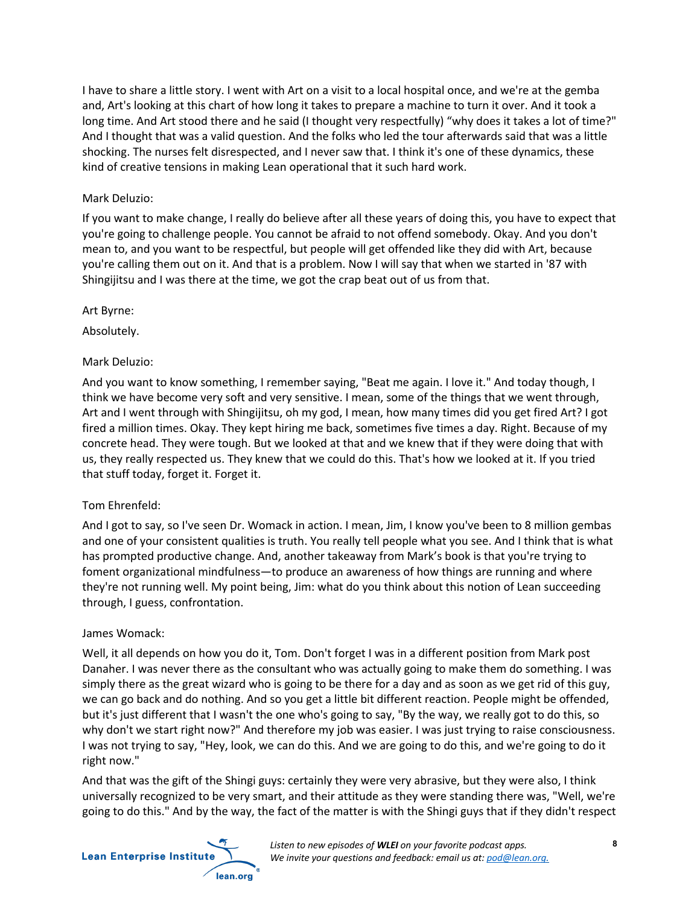I have to share a little story. I went with Art on a visit to a local hospital once, and we're at the gemba and, Art's looking at this chart of how long it takes to prepare a machine to turn it over. And it took a long time. And Art stood there and he said (I thought very respectfully) "why does it takes a lot of time?" And I thought that was a valid question. And the folks who led the tour afterwards said that was a little shocking. The nurses felt disrespected, and I never saw that. I think it's one of these dynamics, these kind of creative tensions in making Lean operational that it such hard work.

Mark Deluzio:

If you want to make change, I really do believe after all these years of doing this, you have to expect that you're going to challenge people. You cannot be afraid to not offend somebody. Okay. And you don't mean to, and you want to be respectful, but people will get offended like they did with Art, because you're calling them out on it. And that is a problem. Now I will say that when we started in '87 with Shingijitsu and I was there at the time, we got the crap beat out of us from that.

Art Byrne:

Absolutely.

Mark Deluzio:

And you want to know something, I remember saying, "Beat me again. I love it." And today though, I think we have become very soft and very sensitive. I mean, some of the things that we went through, Art and I went through with Shingijitsu, oh my god, I mean, how many times did you get fired Art? I got fired a million times. Okay. They kept hiring me back, sometimes five times a day. Right. Because of my concrete head. They were tough. But we looked at that and we knew that if they were doing that with us, they really respected us. They knew that we could do this. That's how we looked at it. If you tried that stuff today, forget it. Forget it.

Tom Ehrenfeld:

And I got to say, so I've seen Dr. Womack in action. I mean, Jim, I know you've been to 8 million gembas and one of your consistent qualities is truth. You really tell people what you see. And I think that is what has prompted productive change. And, another takeaway from Mark's book is that you're trying to foment organizational mindfulness—to produce an awareness of how things are running and where they're not running well. My point being, Jim: what do you think about this notion of Lean succeeding through, I guess, confrontation.

James Womack:

Well, it all depends on how you do it, Tom. Don't forget I was in a different position from Mark post Danaher. I was never there as the consultant who was actually going to make them do something. I was simply there as the great wizard who is going to be there for a day and as soon as we get rid of this guy, we can go back and do nothing. And so you get a little bit different reaction. People might be offended, but it's just different that I wasn't the one who's going to say, "By the way, we really got to do this, so why don't we start right now?" And therefore my job was easier. I was just trying to raise consciousness. I was not trying to say, "Hey, look, we can do this. And we are going to do this, and we're going to do it right now."

And that was the gift of the Shingi guys: certainly they were very abrasive, but they were also, I think universally recognized to be very smart, and their attitude as they were standing there was, "Well, we're going to do this." And by the way, the fact of the matter is with the Shingi guys that if they didn't respect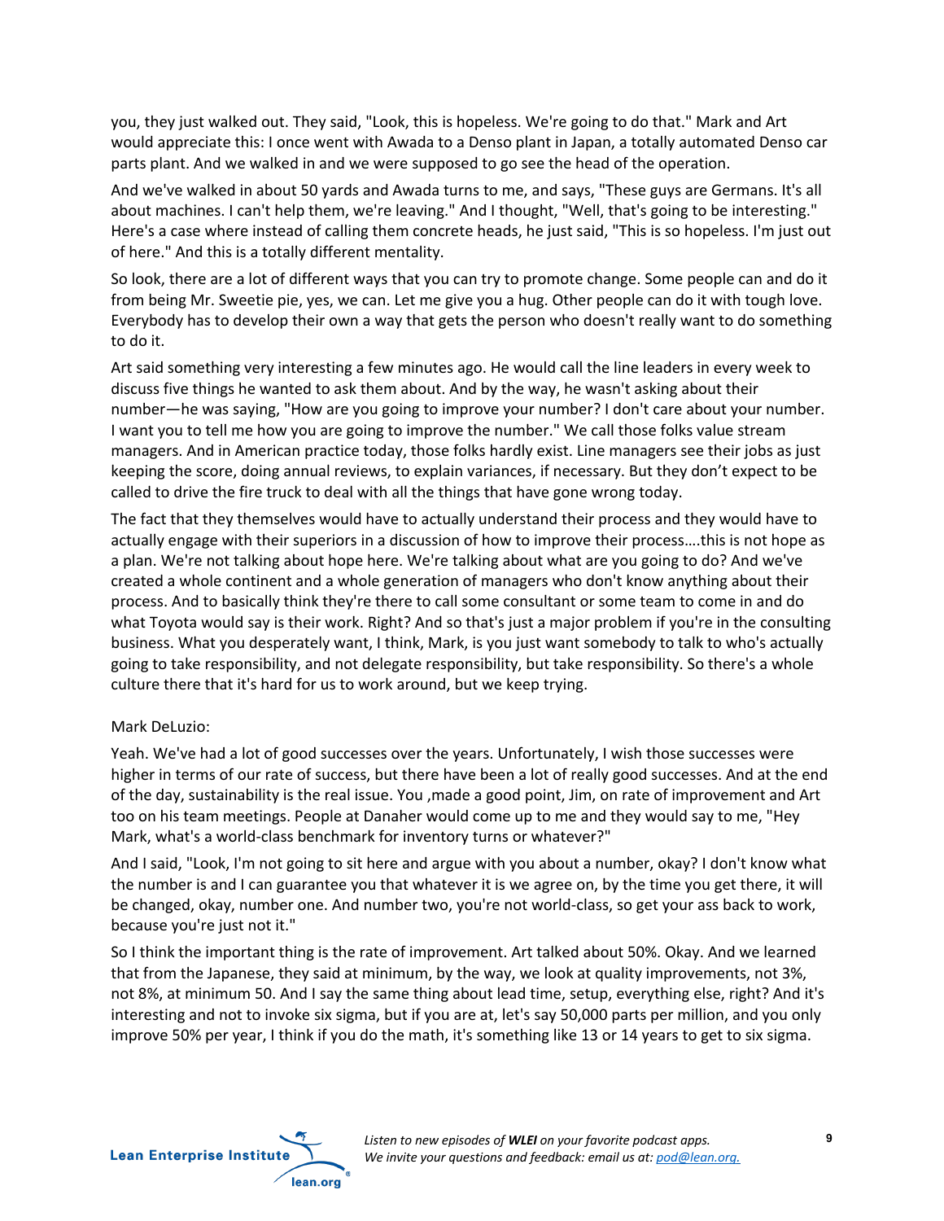you, they just walked out. They said, "Look, this is hopeless. We're going to do that." Mark and Art would appreciate this: I once went with Awada to a Denso plant in Japan, a totally automated Denso car parts plant. And we walked in and we were supposed to go see the head of the operation.

And we've walked in about 50 yards and Awada turns to me, and says, "These guys are Germans. It's all about machines. I can't help them, we're leaving." And I thought, "Well, that's going to be interesting." Here's a case where instead of calling them concrete heads, he just said, "This is so hopeless. I'm just out of here." And this is a totally different mentality.

So look, there are a lot of different ways that you can try to promote change. Some people can and do it from being Mr. Sweetie pie, yes, we can. Let me give you a hug. Other people can do it with tough love. Everybody has to develop their own a way that gets the person who doesn't really want to do something to do it.

Art said something very interesting a few minutes ago. He would call the line leaders in every week to discuss five things he wanted to ask them about. And by the way, he wasn't asking about their number—he was saying, "How are you going to improve your number? I don't care about your number. I want you to tell me how you are going to improve the number." We call those folks value stream managers. And in American practice today, those folks hardly exist. Line managers see their jobs as just keeping the score, doing annual reviews, to explain variances, if necessary. But they don't expect to be called to drive the fire truck to deal with all the things that have gone wrong today.

The fact that they themselves would have to actually understand their process and they would have to actually engage with their superiors in a discussion of how to improve their process….this is not hope as a plan. We're not talking about hope here. We're talking about what are you going to do? And we've created a whole continent and a whole generation of managers who don't know anything about their process. And to basically think they're there to call some consultant or some team to come in and do what Toyota would say is their work. Right? And so that's just a major problem if you're in the consulting business. What you desperately want, I think, Mark, is you just want somebody to talk to who's actually going to take responsibility, and not delegate responsibility, but take responsibility. So there's a whole culture there that it's hard for us to work around, but we keep trying.

Mark DeLuzio:

Yeah. We've had a lot of good successes over the years. Unfortunately, I wish those successes were higher in terms of our rate of success, but there have been a lot of really good successes. And at the end of the day, sustainability is the real issue. You ,made a good point, Jim, on rate of improvement and Art too on his team meetings. People at Danaher would come up to me and they would say to me, "Hey Mark, what's a world-class benchmark for inventory turns or whatever?"

And I said, "Look, I'm not going to sit here and argue with you about a number, okay? I don't know what the number is and I can guarantee you that whatever it is we agree on, by the time you get there, it will be changed, okay, number one. And number two, you're not world-class, so get your ass back to work, because you're just not it."

So I think the important thing is the rate of improvement. Art talked about 50%. Okay. And we learned that from the Japanese, they said at minimum, by the way, we look at quality improvements, not 3%, not 8%, at minimum 50. And I say the same thing about lead time, setup, everything else, right? And it's interesting and not to invoke six sigma, but if you are at, let's say 50,000 parts per million, and you only improve 50% per year, I think if you do the math, it's something like 13 or 14 years to get to six sigma.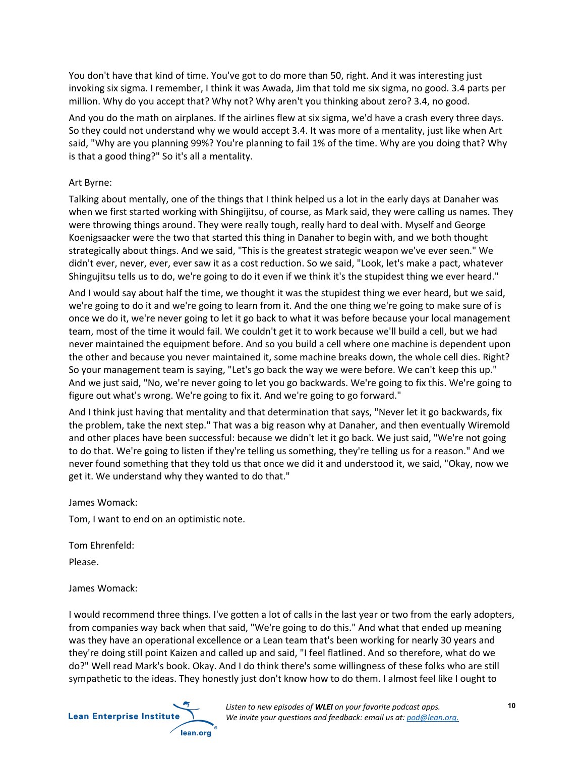You don't have that kind of time. You've got to do more than 50, right. And it was interesting just invoking six sigma. I remember, I think it was Awada, Jim that told me six sigma, no good. 3.4 parts per million. Why do you accept that? Why not? Why aren't you thinking about zero? 3.4, no good.

And you do the math on airplanes. If the airlines flew at six sigma, we'd have a crash every three days. So they could not understand why we would accept 3.4. It was more of a mentality, just like when Art said, "Why are you planning 99%? You're planning to fail 1% of the time. Why are you doing that? Why is that a good thing?" So it's all a mentality.

Art Byrne:

Talking about mentally, one of the things that I think helped us a lot in the early days at Danaher was when we first started working with Shingijitsu, of course, as Mark said, they were calling us names. They were throwing things around. They were really tough, really hard to deal with. Myself and George Koenigsaacker were the two that started this thing in Danaher to begin with, and we both thought strategically about things. And we said, "This is the greatest strategic weapon we've ever seen." We didn't ever, never, ever, ever saw it as a cost reduction. So we said, "Look, let's make a pact, whatever Shingujitsu tells us to do, we're going to do it even if we think it's the stupidest thing we ever heard."

And I would say about half the time, we thought it was the stupidest thing we ever heard, but we said, we're going to do it and we're going to learn from it. And the one thing we're going to make sure of is once we do it, we're never going to let it go back to what it was before because your local management team, most of the time it would fail. We couldn't get it to work because we'll build a cell, but we had never maintained the equipment before. And so you build a cell where one machine is dependent upon the other and because you never maintained it, some machine breaks down, the whole cell dies. Right? So your management team is saying, "Let's go back the way we were before. We can't keep this up." And we just said, "No, we're never going to let you go backwards. We're going to fix this. We're going to figure out what's wrong. We're going to fix it. And we're going to go forward."

And I think just having that mentality and that determination that says, "Never let it go backwards, fix the problem, take the next step." That was a big reason why at Danaher, and then eventually Wiremold and other places have been successful: because we didn't let it go back. We just said, "We're not going to do that. We're going to listen if they're telling us something, they're telling us for a reason." And we never found something that they told us that once we did it and understood it, we said, "Okay, now we get it. We understand why they wanted to do that."

James Womack:

Tom, I want to end on an optimistic note.

Tom Ehrenfeld:

Please.

James Womack:

I would recommend three things. I've gotten a lot of calls in the last year or two from the early adopters, from companies way back when that said, "We're going to do this." And what that ended up meaning was they have an operational excellence or a Lean team that's been working for nearly 30 years and they're doing still point Kaizen and called up and said, "I feel flatlined. And so therefore, what do we do?" Well read Mark's book. Okay. And I do think there's some willingness of these folks who are still sympathetic to the ideas. They honestly just don't know how to do them. I almost feel like I ought to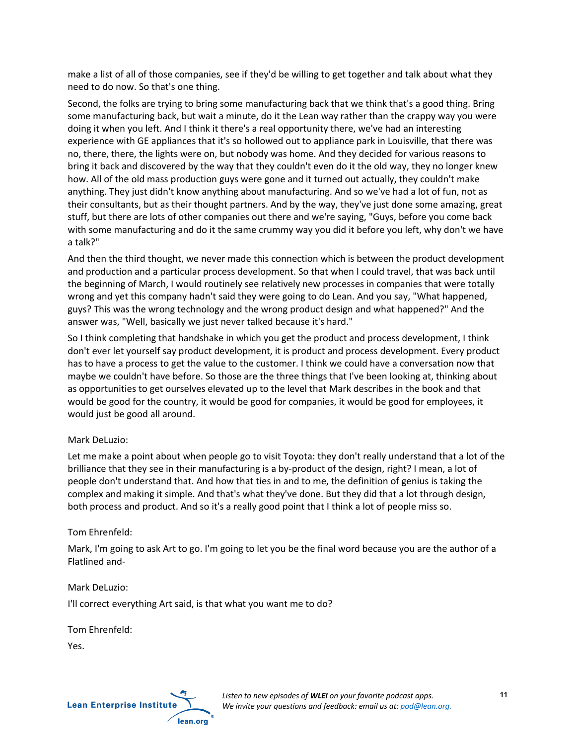make a list of all of those companies, see if they'd be willing to get together and talk about what they need to do now. So that's one thing.

Second, the folks are trying to bring some manufacturing back that we think that's a good thing. Bring some manufacturing back, but wait a minute, do it the Lean way rather than the crappy way you were doing it when you left. And I think it there's a real opportunity there, we've had an interesting experience with GE appliances that it's so hollowed out to appliance park in Louisville, that there was no, there, there, the lights were on, but nobody was home. And they decided for various reasons to bring it back and discovered by the way that they couldn't even do it the old way, they no longer knew how. All of the old mass production guys were gone and it turned out actually, they couldn't make anything. They just didn't know anything about manufacturing. And so we've had a lot of fun, not as their consultants, but as their thought partners. And by the way, they've just done some amazing, great stuff, but there are lots of other companies out there and we're saying, "Guys, before you come back with some manufacturing and do it the same crummy way you did it before you left, why don't we have a talk?"

And then the third thought, we never made this connection which is between the product development and production and a particular process development. So that when I could travel, that was back until the beginning of March, I would routinely see relatively new processes in companies that were totally wrong and yet this company hadn't said they were going to do Lean. And you say, "What happened, guys? This was the wrong technology and the wrong product design and what happened?" And the answer was, "Well, basically we just never talked because it's hard."

So I think completing that handshake in which you get the product and process development, I think don't ever let yourself say product development, it is product and process development. Every product has to have a process to get the value to the customer. I think we could have a conversation now that maybe we couldn't have before. So those are the three things that I've been looking at, thinking about as opportunities to get ourselves elevated up to the level that Mark describes in the book and that would be good for the country, it would be good for companies, it would be good for employees, it would just be good all around.

Mark DeLuzio:

Let me make a point about when people go to visit Toyota: they don't really understand that a lot of the brilliance that they see in their manufacturing is a by-product of the design, right? I mean, a lot of people don't understand that. And how that ties in and to me, the definition of genius is taking the complex and making it simple. And that's what they've done. But they did that a lot through design, both process and product. And so it's a really good point that I think a lot of people miss so.

Tom Ehrenfeld:

Mark, I'm going to ask Art to go. I'm going to let you be the final word because you are the author of a Flatlined and-

Mark DeLuzio:

I'll correct everything Art said, is that what you want me to do?

Tom Ehrenfeld:

Yes.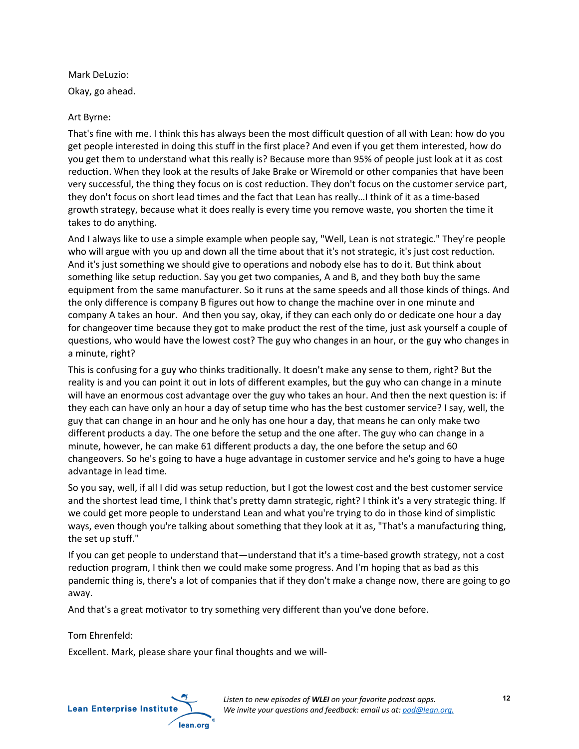Mark DeLuzio:

Okay, go ahead.

Art Byrne:

That's fine with me. I think this has always been the most difficult question of all with Lean: how do you get people interested in doing this stuff in the first place? And even if you get them interested, how do you get them to understand what this really is? Because more than 95% of people just look at it as cost reduction. When they look at the results of Jake Brake or Wiremold or other companies that have been very successful, the thing they focus on is cost reduction. They don't focus on the customer service part, they don't focus on short lead times and the fact that Lean has really…I think of it as a time-based growth strategy, because what it does really is every time you remove waste, you shorten the time it takes to do anything.

And I always like to use a simple example when people say, "Well, Lean is not strategic." They're people who will argue with you up and down all the time about that it's not strategic, it's just cost reduction. And it's just something we should give to operations and nobody else has to do it. But think about something like setup reduction. Say you get two companies, A and B, and they both buy the same equipment from the same manufacturer. So it runs at the same speeds and all those kinds of things. And the only difference is company B figures out how to change the machine over in one minute and company A takes an hour. And then you say, okay, if they can each only do or dedicate one hour a day for changeover time because they got to make product the rest of the time, just ask yourself a couple of questions, who would have the lowest cost? The guy who changes in an hour, or the guy who changes in a minute, right?

This is confusing for a guy who thinks traditionally. It doesn't make any sense to them, right? But the reality is and you can point it out in lots of different examples, but the guy who can change in a minute will have an enormous cost advantage over the guy who takes an hour. And then the next question is: if they each can have only an hour a day of setup time who has the best customer service? I say, well, the guy that can change in an hour and he only has one hour a day, that means he can only make two different products a day. The one before the setup and the one after. The guy who can change in a minute, however, he can make 61 different products a day, the one before the setup and 60 changeovers. So he's going to have a huge advantage in customer service and he's going to have a huge advantage in lead time.

So you say, well, if all I did was setup reduction, but I got the lowest cost and the best customer service and the shortest lead time, I think that's pretty damn strategic, right? I think it's a very strategic thing. If we could get more people to understand Lean and what you're trying to do in those kind of simplistic ways, even though you're talking about something that they look at it as, "That's a manufacturing thing, the set up stuff."

If you can get people to understand that—understand that it's a time-based growth strategy, not a cost reduction program, I think then we could make some progress. And I'm hoping that as bad as this pandemic thing is, there's a lot of companies that if they don't make a change now, there are going to go away.

And that's a great motivator to try something very different than you've done before.

Tom Ehrenfeld:

Excellent. Mark, please share your final thoughts and we will-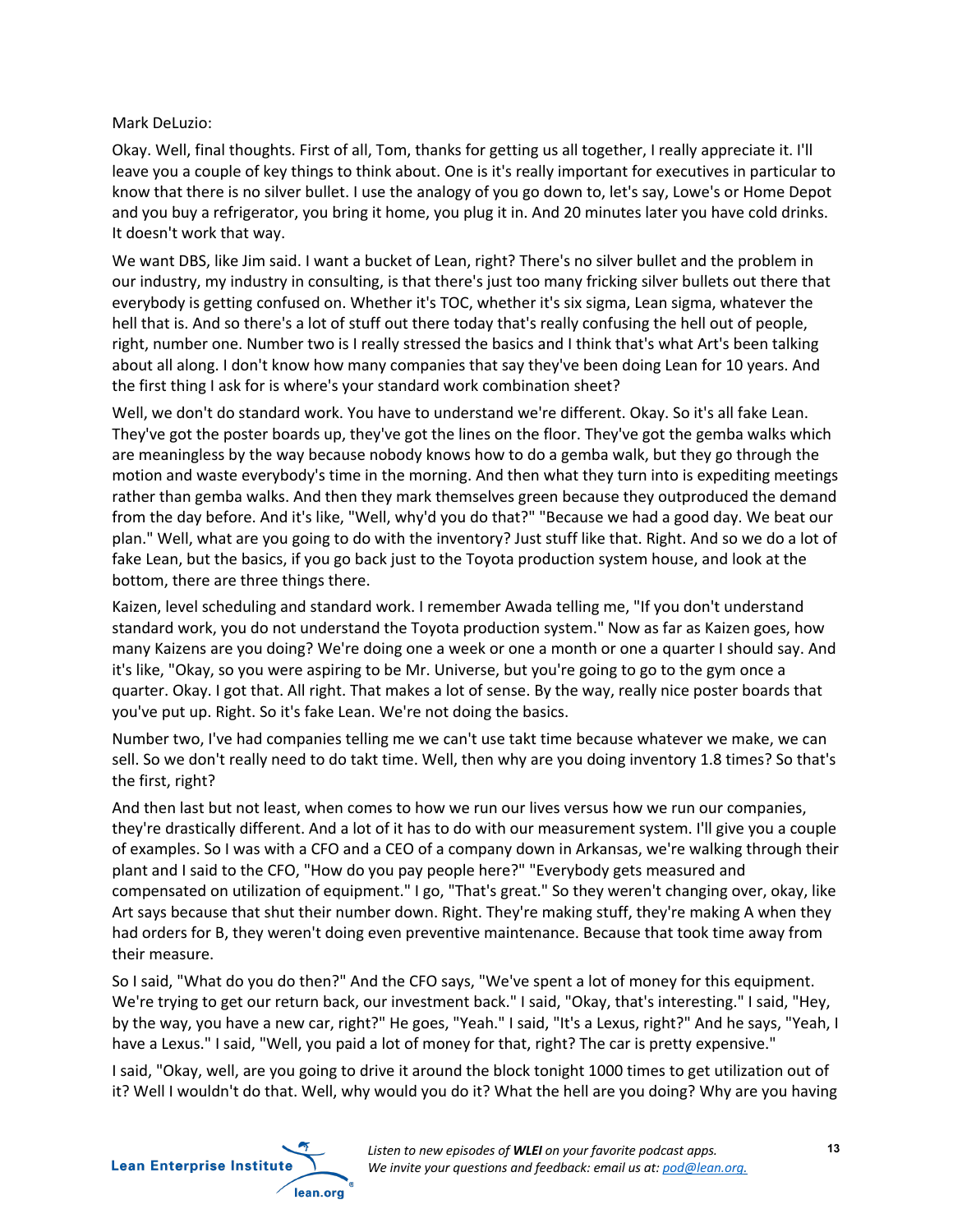Mark DeLuzio:

Okay. Well, final thoughts. First of all, Tom, thanks for getting us all together, I really appreciate it. I'll leave you a couple of key things to think about. One is it's really important for executives in particular to know that there is no silver bullet. I use the analogy of you go down to, let's say, Lowe's or Home Depot and you buy a refrigerator, you bring it home, you plug it in. And 20 minutes later you have cold drinks. It doesn't work that way.

We want DBS, like Jim said. I want a bucket of Lean, right? There's no silver bullet and the problem in our industry, my industry in consulting, is that there's just too many fricking silver bullets out there that everybody is getting confused on. Whether it's TOC, whether it's six sigma, Lean sigma, whatever the hell that is. And so there's a lot of stuff out there today that's really confusing the hell out of people, right, number one. Number two is I really stressed the basics and I think that's what Art's been talking about all along. I don't know how many companies that say they've been doing Lean for 10 years. And the first thing I ask for is where's your standard work combination sheet?

Well, we don't do standard work. You have to understand we're different. Okay. So it's all fake Lean. They've got the poster boards up, they've got the lines on the floor. They've got the gemba walks which are meaningless by the way because nobody knows how to do a gemba walk, but they go through the motion and waste everybody's time in the morning. And then what they turn into is expediting meetings rather than gemba walks. And then they mark themselves green because they outproduced the demand from the day before. And it's like, "Well, why'd you do that?" "Because we had a good day. We beat our plan." Well, what are you going to do with the inventory? Just stuff like that. Right. And so we do a lot of fake Lean, but the basics, if you go back just to the Toyota production system house, and look at the bottom, there are three things there.

Kaizen, level scheduling and standard work. I remember Awada telling me, "If you don't understand standard work, you do not understand the Toyota production system." Now as far as Kaizen goes, how many Kaizens are you doing? We're doing one a week or one a month or one a quarter I should say. And it's like, "Okay, so you were aspiring to be Mr. Universe, but you're going to go to the gym once a quarter. Okay. I got that. All right. That makes a lot of sense. By the way, really nice poster boards that you've put up. Right. So it's fake Lean. We're not doing the basics.

Number two, I've had companies telling me we can't use takt time because whatever we make, we can sell. So we don't really need to do takt time. Well, then why are you doing inventory 1.8 times? So that's the first, right?

And then last but not least, when comes to how we run our lives versus how we run our companies, they're drastically different. And a lot of it has to do with our measurement system. I'll give you a couple of examples. So I was with a CFO and a CEO of a company down in Arkansas, we're walking through their plant and I said to the CFO, "How do you pay people here?" "Everybody gets measured and compensated on utilization of equipment." I go, "That's great." So they weren't changing over, okay, like Art says because that shut their number down. Right. They're making stuff, they're making A when they had orders for B, they weren't doing even preventive maintenance. Because that took time away from their measure.

So I said, "What do you do then?" And the CFO says, "We've spent a lot of money for this equipment. We're trying to get our return back, our investment back." I said, "Okay, that's interesting." I said, "Hey, by the way, you have a new car, right?" He goes, "Yeah." I said, "It's a Lexus, right?" And he says, "Yeah, I have a Lexus." I said, "Well, you paid a lot of money for that, right? The car is pretty expensive."

I said, "Okay, well, are you going to drive it around the block tonight 1000 times to get utilization out of it? Well I wouldn't do that. Well, why would you do it? What the hell are you doing? Why are you having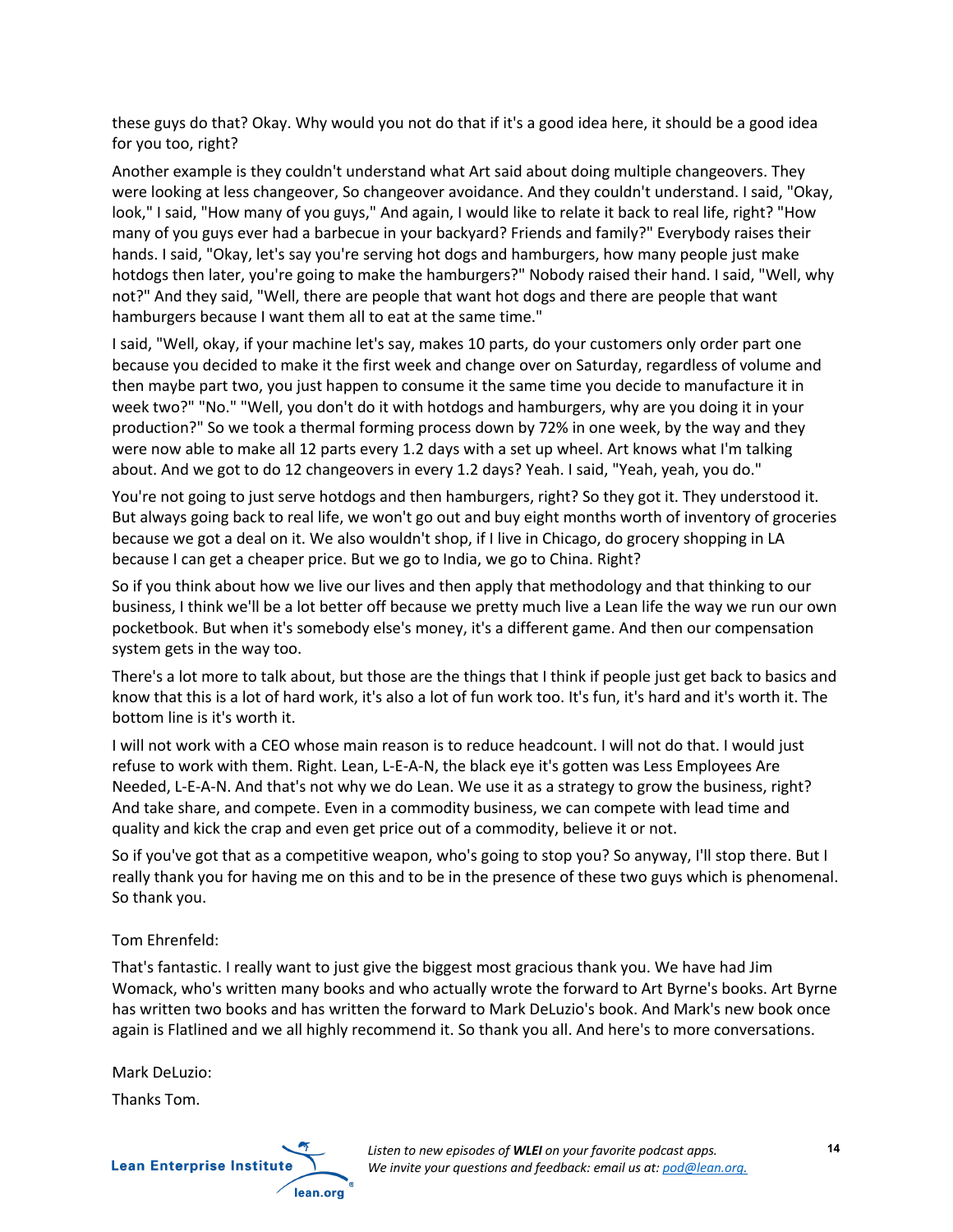these guys do that? Okay. Why would you not do that if it's a good idea here, it should be a good idea for you too, right?

Another example is they couldn't understand what Art said about doing multiple changeovers. They were looking at less changeover, So changeover avoidance. And they couldn't understand. I said, "Okay, look," I said, "How many of you guys," And again, I would like to relate it back to real life, right? "How many of you guys ever had a barbecue in your backyard? Friends and family?" Everybody raises their hands. I said, "Okay, let's say you're serving hot dogs and hamburgers, how many people just make hotdogs then later, you're going to make the hamburgers?" Nobody raised their hand. I said, "Well, why not?" And they said, "Well, there are people that want hot dogs and there are people that want hamburgers because I want them all to eat at the same time."

I said, "Well, okay, if your machine let's say, makes 10 parts, do your customers only order part one because you decided to make it the first week and change over on Saturday, regardless of volume and then maybe part two, you just happen to consume it the same time you decide to manufacture it in week two?" "No." "Well, you don't do it with hotdogs and hamburgers, why are you doing it in your production?" So we took a thermal forming process down by 72% in one week, by the way and they were now able to make all 12 parts every 1.2 days with a set up wheel. Art knows what I'm talking about. And we got to do 12 changeovers in every 1.2 days? Yeah. I said, "Yeah, yeah, you do."

You're not going to just serve hotdogs and then hamburgers, right? So they got it. They understood it. But always going back to real life, we won't go out and buy eight months worth of inventory of groceries because we got a deal on it. We also wouldn't shop, if I live in Chicago, do grocery shopping in LA because I can get a cheaper price. But we go to India, we go to China. Right?

So if you think about how we live our lives and then apply that methodology and that thinking to our business, I think we'll be a lot better off because we pretty much live a Lean life the way we run our own pocketbook. But when it's somebody else's money, it's a different game. And then our compensation system gets in the way too.

There's a lot more to talk about, but those are the things that I think if people just get back to basics and know that this is a lot of hard work, it's also a lot of fun work too. It's fun, it's hard and it's worth it. The bottom line is it's worth it.

I will not work with a CEO whose main reason is to reduce headcount. I will not do that. I would just refuse to work with them. Right. Lean, L-E-A-N, the black eye it's gotten was Less Employees Are Needed, L-E-A-N. And that's not why we do Lean. We use it as a strategy to grow the business, right? And take share, and compete. Even in a commodity business, we can compete with lead time and quality and kick the crap and even get price out of a commodity, believe it or not.

So if you've got that as a competitive weapon, who's going to stop you? So anyway, I'll stop there. But I really thank you for having me on this and to be in the presence of these two guys which is phenomenal. So thank you.

Tom Ehrenfeld:

That's fantastic. I really want to just give the biggest most gracious thank you. We have had Jim Womack, who's written many books and who actually wrote the forward to Art Byrne's books. Art Byrne has written two books and has written the forward to Mark DeLuzio's book. And Mark's new book once again is Flatlined and we all highly recommend it. So thank you all. And here's to more conversations.

Mark DeLuzio:

Thanks Tom.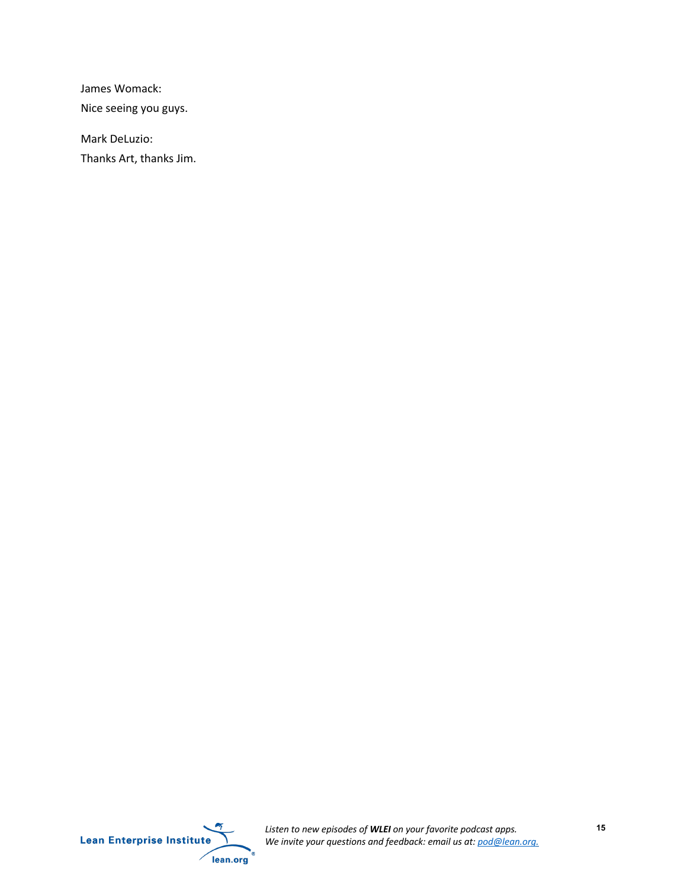James Womack:

Nice seeing you guys.

Mark DeLuzio:

Thanks Art, thanks Jim.